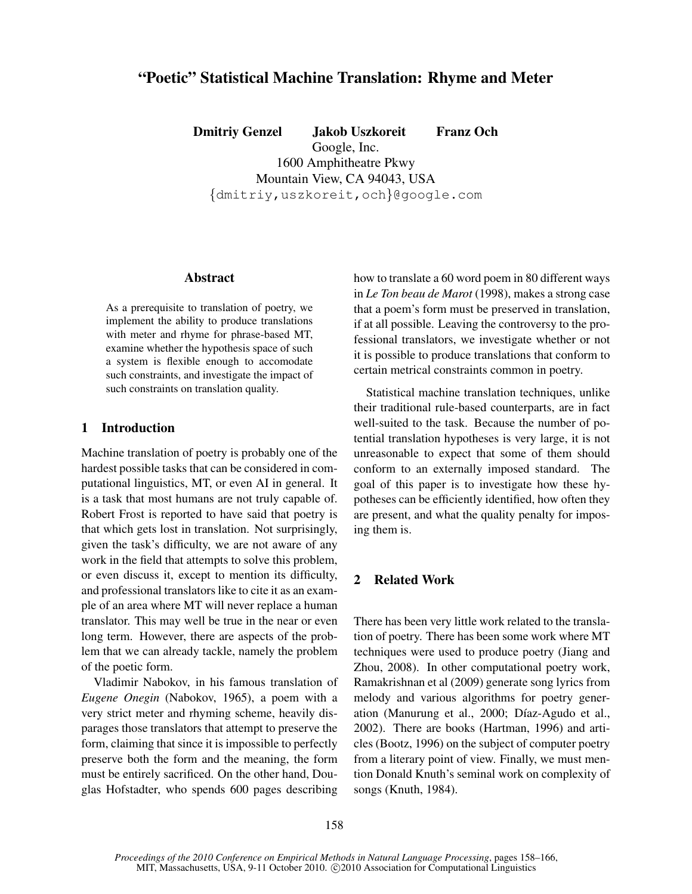# "Poetic" Statistical Machine Translation: Rhyme and Meter

**Dmitriy Genzel** **Jakob Uszkoreit** **Franz Och**
Google, Inc.
1600 Amphitheatre Pkwy
Mountain View, CA 94043, USA
{dmitriy,uszkoreit,och}@google.com

## Abstract

As a prerequisite to translation of poetry, we implement the ability to produce translations with meter and rhyme for phrase-based MT, examine whether the hypothesis space of such a system is flexible enough to accomodate such constraints, and investigate the impact of such constraints on translation quality.

## 1 Introduction

Machine translation of poetry is probably one of the hardest possible tasks that can be considered in computational linguistics, MT, or even AI in general. It is a task that most humans are not truly capable of. Robert Frost is reported to have said that poetry is that which gets lost in translation. Not surprisingly, given the task's difficulty, we are not aware of any work in the field that attempts to solve this problem, or even discuss it, except to mention its difficulty, and professional translators like to cite it as an example of an area where MT will never replace a human translator. This may well be true in the near or even long term. However, there are aspects of the problem that we can already tackle, namely the problem of the poetic form.

Vladimir Nabokov, in his famous translation of *Eugene Onegin* (Nabokov, 1965), a poem with a very strict meter and rhyming scheme, heavily disparages those translators that attempt to preserve the form, claiming that since it is impossible to perfectly preserve both the form and the meaning, the form must be entirely sacrificed. On the other hand, Douglas Hofstadter, who spends 600 pages describing how to translate a 60 word poem in 80 different ways in *Le Ton beau de Marot* (1998), makes a strong case that a poem's form must be preserved in translation, if at all possible. Leaving the controversy to the professional translators, we investigate whether or not it is possible to produce translations that conform to certain metrical constraints common in poetry.

Statistical machine translation techniques, unlike their traditional rule-based counterparts, are in fact well-suited to the task. Because the number of potential translation hypotheses is very large, it is not unreasonable to expect that some of them should conform to an externally imposed standard. The goal of this paper is to investigate how these hypotheses can be efficiently identified, how often they are present, and what the quality penalty for imposing them is.

## 2 Related Work

There has been very little work related to the translation of poetry. There has been some work where MT techniques were used to produce poetry (Jiang and Zhou, 2008). In other computational poetry work, Ramakrishnan et al (2009) generate song lyrics from melody and various algorithms for poetry generation (Manurung et al., 2000; Díaz-Agudo et al., 2002). There are books (Hartman, 1996) and articles (Bootz, 1996) on the subject of computer poetry from a literary point of view. Finally, we must mention Donald Knuth's seminal work on complexity of songs (Knuth, 1984).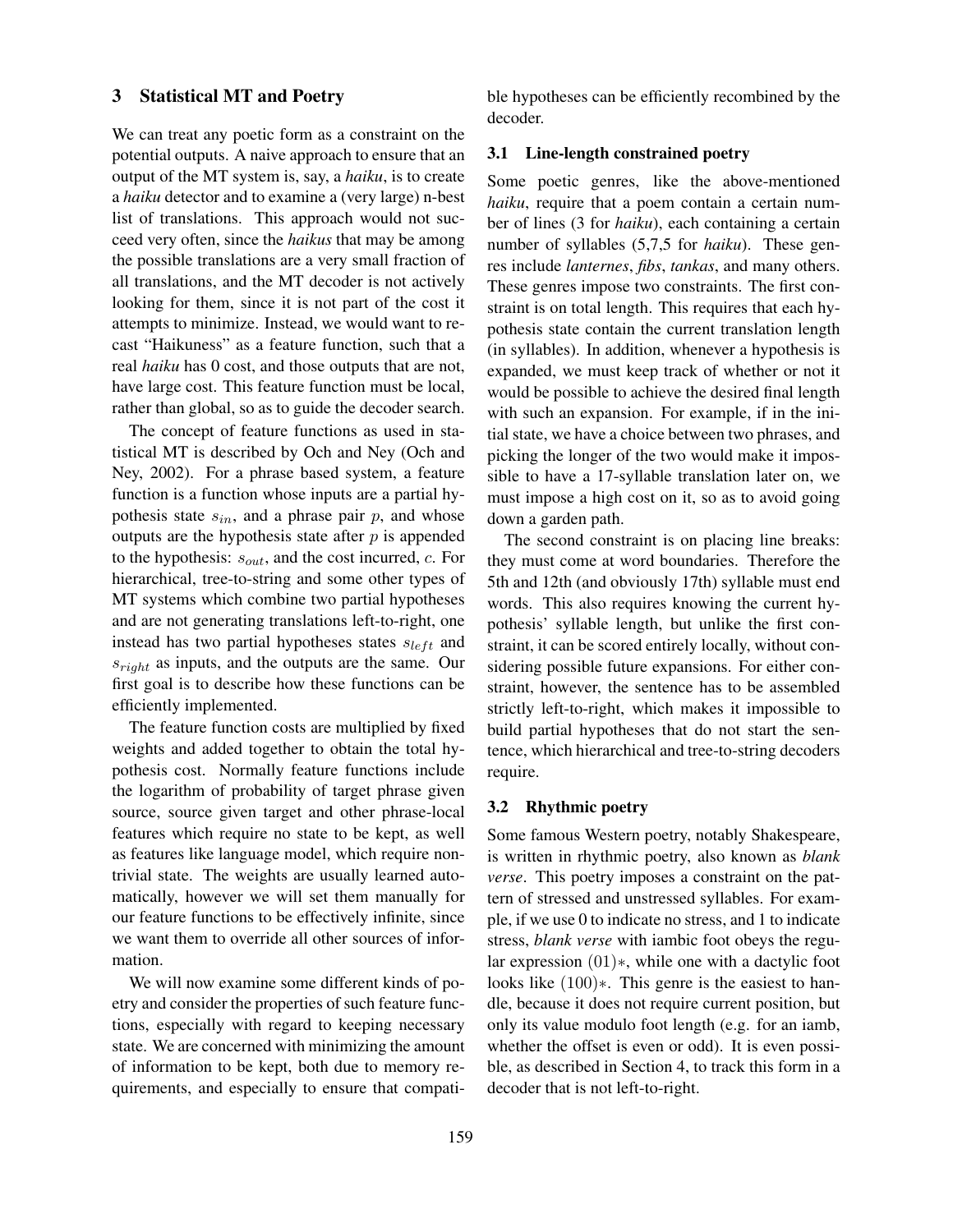## 3 Statistical MT and Poetry

We can treat any poetic form as a constraint on the potential outputs. A naive approach to ensure that an output of the MT system is, say, a *haiku*, is to create a *haiku* detector and to examine a (very large) n-best list of translations. This approach would not succeed very often, since the *haikus* that may be among the possible translations are a very small fraction of all translations, and the MT decoder is not actively looking for them, since it is not part of the cost it attempts to minimize. Instead, we would want to recast "Haikuness" as a feature function, such that a real *haiku* has 0 cost, and those outputs that are not, have large cost. This feature function must be local, rather than global, so as to guide the decoder search.

The concept of feature functions as used in statistical MT is described by Och and Ney (Och and Ney, 2002). For a phrase based system, a feature function is a function whose inputs are a partial hypothesis state $s_{in}$, and a phrase pair $p$, and whose outputs are the hypothesis state after $p$ is appended to the hypothesis: $s_{out}$, and the cost incurred, $c$. For hierarchical, tree-to-string and some other types of MT systems which combine two partial hypotheses and are not generating translations left-to-right, one instead has two partial hypotheses states $s_{left}$ and $s_{right}$ as inputs, and the outputs are the same. Our first goal is to describe how these functions can be efficiently implemented.

The feature function costs are multiplied by fixed weights and added together to obtain the total hypothesis cost. Normally feature functions include the logarithm of probability of target phrase given source, source given target and other phrase-local features which require no state to be kept, as well as features like language model, which require nontrivial state. The weights are usually learned automatically, however we will set them manually for our feature functions to be effectively infinite, since we want them to override all other sources of information.

We will now examine some different kinds of poetry and consider the properties of such feature functions, especially with regard to keeping necessary state. We are concerned with minimizing the amount of information to be kept, both due to memory requirements, and especially to ensure that compatible hypotheses can be efficiently recombined by the decoder.

### 3.1 Line-length constrained poetry

Some poetic genres, like the above-mentioned *haiku*, require that a poem contain a certain number of lines (3 for *haiku*), each containing a certain number of syllables (5,7,5 for *haiku*). These genres include *lanternes*, *fibs*, *tankas*, and many others. These genres impose two constraints. The first constraint is on total length. This requires that each hypothesis state contain the current translation length (in syllables). In addition, whenever a hypothesis is expanded, we must keep track of whether or not it would be possible to achieve the desired final length with such an expansion. For example, if in the initial state, we have a choice between two phrases, and picking the longer of the two would make it impossible to have a 17-syllable translation later on, we must impose a high cost on it, so as to avoid going down a garden path.

The second constraint is on placing line breaks: they must come at word boundaries. Therefore the 5th and 12th (and obviously 17th) syllable must end words. This also requires knowing the current hypothesis' syllable length, but unlike the first constraint, it can be scored entirely locally, without considering possible future expansions. For either constraint, however, the sentence has to be assembled strictly left-to-right, which makes it impossible to build partial hypotheses that do not start the sentence, which hierarchical and tree-to-string decoders require.

### 3.2 Rhythmic poetry

Some famous Western poetry, notably Shakespeare, is written in rhythmic poetry, also known as *blank verse*. This poetry imposes a constraint on the pattern of stressed and unstressed syllables. For example, if we use 0 to indicate no stress, and 1 to indicate stress, *blank verse* with iambic foot obeys the regular expression $(01)*$, while one with a dactylic foot looks like $(100)*$. This genre is the easiest to handle, because it does not require current position, but only its value modulo foot length (e.g. for an iamb, whether the offset is even or odd). It is even possible, as described in Section 4, to track this form in a decoder that is not left-to-right.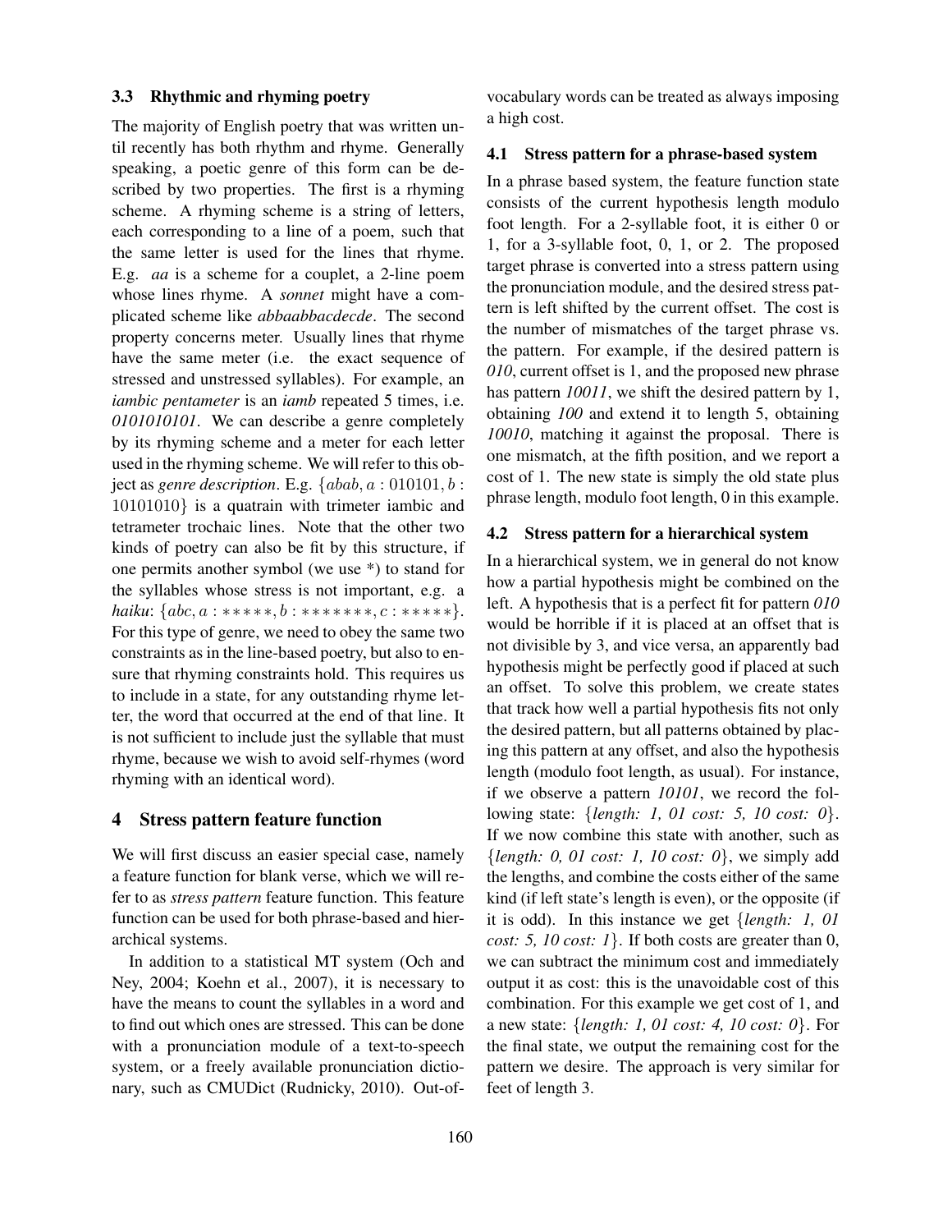### 3.3 Rhythmic and rhyming poetry

The majority of English poetry that was written until recently has both rhythm and rhyme. Generally speaking, a poetic genre of this form can be described by two properties. The first is a rhyming scheme. A rhyming scheme is a string of letters, each corresponding to a line of a poem, such that the same letter is used for the lines that rhyme. E.g. *aa* is a scheme for a couplet, a 2-line poem whose lines rhyme. A *sonnet* might have a complicated scheme like *abbaabbacdecde*. The second property concerns meter. Usually lines that rhyme have the same meter (i.e. the exact sequence of stressed and unstressed syllables). For example, an *iambic pentameter* is an *iamb* repeated 5 times, i.e. *0101010101*. We can describe a genre completely by its rhyming scheme and a meter for each letter used in the rhyming scheme. We will refer to this object as *genre description*. E.g. $\{abab, a : 010101, b : 10101010\}$ is a quatrain with trimeter iambic and tetrameter trochaic lines. Note that the other two kinds of poetry can also be fit by this structure, if one permits another symbol (we use *) to stand for the syllables whose stress is not important, e.g. a *haiku*: $\{abc, a : *****, b : *******, c : *****\}$. For this type of genre, we need to obey the same two constraints as in the line-based poetry, but also to ensure that rhyming constraints hold. This requires us to include in a state, for any outstanding rhyme letter, the word that occurred at the end of that line. It is not sufficient to include just the syllable that must rhyme, because we wish to avoid self-rhymes (word rhyming with an identical word).

## 4 Stress pattern feature function

We will first discuss an easier special case, namely a feature function for blank verse, which we will refer to as *stress pattern* feature function. This feature function can be used for both phrase-based and hierarchical systems.

In addition to a statistical MT system (Och and Ney, 2004; Koehn et al., 2007), it is necessary to have the means to count the syllables in a word and to find out which ones are stressed. This can be done with a pronunciation module of a text-to-speech system, or a freely available pronunciation dictionary, such as CMUDict (Rudnicky, 2010). Out-of-vocabulary words can be treated as always imposing a high cost.

### 4.1 Stress pattern for a phrase-based system

In a phrase based system, the feature function state consists of the current hypothesis length modulo foot length. For a 2-syllable foot, it is either 0 or 1, for a 3-syllable foot, 0, 1, or 2. The proposed target phrase is converted into a stress pattern using the pronunciation module, and the desired stress pattern is left shifted by the current offset. The cost is the number of mismatches of the target phrase vs. the pattern. For example, if the desired pattern is *010*, current offset is 1, and the proposed new phrase has pattern *10011*, we shift the desired pattern by 1, obtaining *100* and extend it to length 5, obtaining *10010*, matching it against the proposal. There is one mismatch, at the fifth position, and we report a cost of 1. The new state is simply the old state plus phrase length, modulo foot length, 0 in this example.

### 4.2 Stress pattern for a hierarchical system

In a hierarchical system, we in general do not know how a partial hypothesis might be combined on the left. A hypothesis that is a perfect fit for pattern *010* would be horrible if it is placed at an offset that is not divisible by 3, and vice versa, an apparently bad hypothesis might be perfectly good if placed at such an offset. To solve this problem, we create states that track how well a partial hypothesis fits not only the desired pattern, but all patterns obtained by placing this pattern at any offset, and also the hypothesis length (modulo foot length, as usual). For instance, if we observe a pattern *10101*, we record the following state: {*length: 1, 01 cost: 5, 10 cost: 0*}. If we now combine this state with another, such as {*length: 0, 01 cost: 1, 10 cost: 0*}, we simply add the lengths, and combine the costs either of the same kind (if left state's length is even), or the opposite (if it is odd). In this instance we get {*length: 1, 01 cost: 5, 10 cost: 1*}. If both costs are greater than 0, we can subtract the minimum cost and immediately output it as cost: this is the unavoidable cost of this combination. For this example we get cost of 1, and a new state: {*length: 1, 01 cost: 4, 10 cost: 0*}. For the final state, we output the remaining cost for the pattern we desire. The approach is very similar for feet of length 3.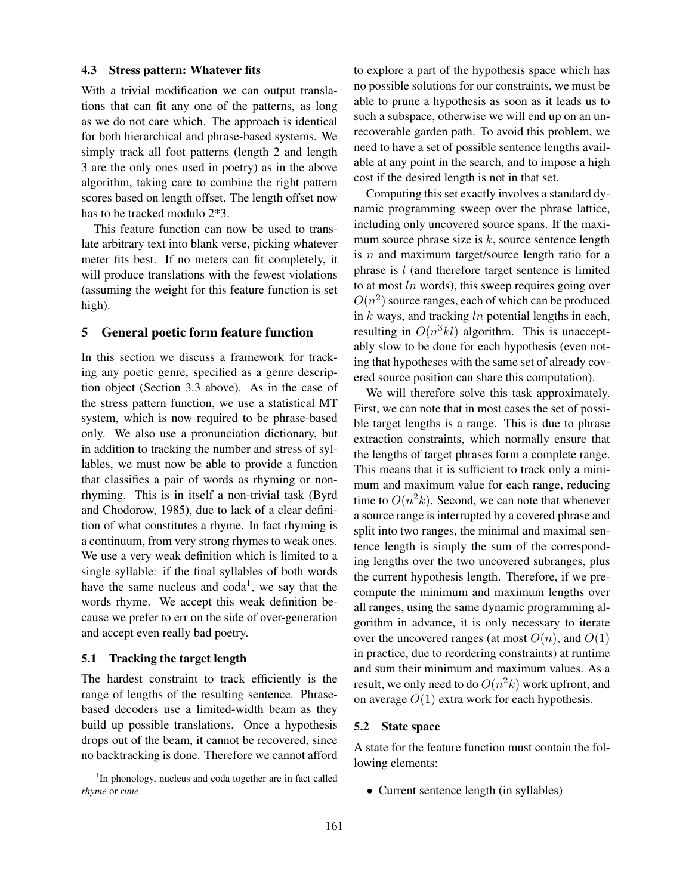### 4.3 Stress pattern: Whatever fits

With a trivial modification we can output translations that can fit any one of the patterns, as long as we do not care which. The approach is identical for both hierarchical and phrase-based systems. We simply track all foot patterns (length 2 and length 3 are the only ones used in poetry) as in the above algorithm, taking care to combine the right pattern scores based on length offset. The length offset now has to be tracked modulo 2*3.

This feature function can now be used to translate arbitrary text into blank verse, picking whatever meter fits best. If no meters can fit completely, it will produce translations with the fewest violations (assuming the weight for this feature function is set high).

## 5 General poetic form feature function

In this section we discuss a framework for tracking any poetic genre, specified as a genre description object (Section 3.3 above). As in the case of the stress pattern function, we use a statistical MT system, which is now required to be phrase-based only. We also use a pronunciation dictionary, but in addition to tracking the number and stress of syllables, we must now be able to provide a function that classifies a pair of words as rhyming or non-rhyming. This is in itself a non-trivial task (Byrd and Chodorow, 1985), due to lack of a clear definition of what constitutes a rhyme. In fact rhyming is a continuum, from very strong rhymes to weak ones. We use a very weak definition which is limited to a single syllable: if the final syllables of both words have the same nucleus and coda[1], we say that the words rhyme. We accept this weak definition because we prefer to err on the side of over-generation and accept even really bad poetry.

### 5.1 Tracking the target length

The hardest constraint to track efficiently is the range of lengths of the resulting sentence. Phrase-based decoders use a limited-width beam as they build up possible translations. Once a hypothesis drops out of the beam, it cannot be recovered, since no backtracking is done. Therefore we cannot afford to explore a part of the hypothesis space which has no possible solutions for our constraints, we must be able to prune a hypothesis as soon as it leads us to such a subspace, otherwise we will end up on an unrecoverable garden path. To avoid this problem, we need to have a set of possible sentence lengths available at any point in the search, and to impose a high cost if the desired length is not in that set.

Computing this set exactly involves a standard dynamic programming sweep over the phrase lattice, including only uncovered source spans. If the maximum source phrase size is $k$, source sentence length is $n$ and maximum target/source length ratio for a phrase is $l$ (and therefore target sentence is limited to at most $ln$ words), this sweep requires going over $O(n^2)$ source ranges, each of which can be produced in $k$ ways, and tracking $ln$ potential lengths in each, resulting in $O(n^3kl)$ algorithm. This is unacceptably slow to be done for each hypothesis (even noting that hypotheses with the same set of already covered source position can share this computation).

We will therefore solve this task approximately. First, we can note that in most cases the set of possible target lengths is a range. This is due to phrase extraction constraints, which normally ensure that the lengths of target phrases form a complete range. This means that it is sufficient to track only a minimum and maximum value for each range, reducing time to $O(n^2k)$. Second, we can note that whenever a source range is interrupted by a covered phrase and split into two ranges, the minimal and maximal sentence length is simply the sum of the corresponding lengths over the two uncovered subranges, plus the current hypothesis length. Therefore, if we precompute the minimum and maximum lengths over all ranges, using the same dynamic programming algorithm in advance, it is only necessary to iterate over the uncovered ranges (at most $O(n)$, and $O(1)$ in practice, due to reordering constraints) at runtime and sum their minimum and maximum values. As a result, we only need to do $O(n^2k)$ work upfront, and on average $O(1)$ extra work for each hypothesis.

### 5.2 State space

A state for the feature function must contain the following elements:

- Current sentence length (in syllables)

[1] In phonology, nucleus and coda together are in fact called *rhyme* or *rime*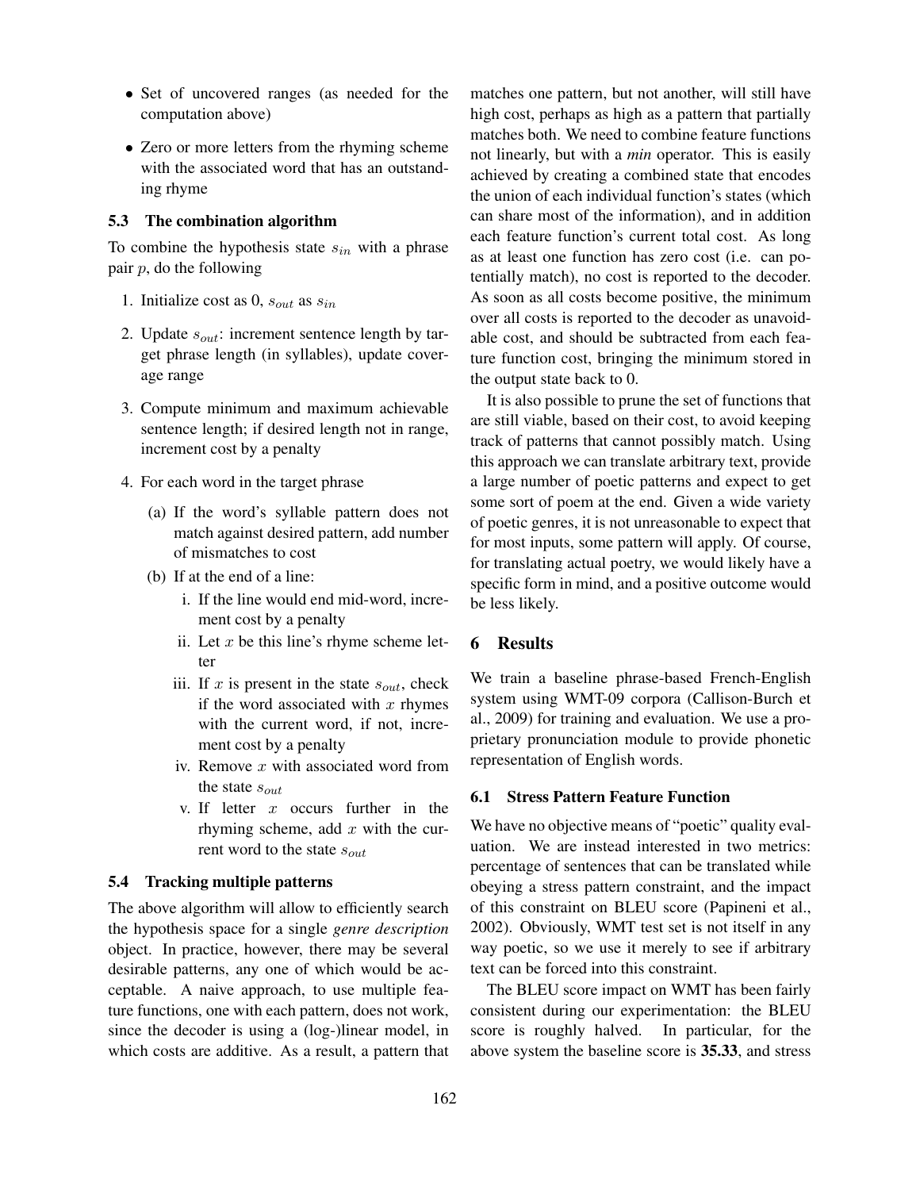- Set of uncovered ranges (as needed for the computation above)
- Zero or more letters from the rhyming scheme with the associated word that has an outstanding rhyme

### 5.3 The combination algorithm

To combine the hypothesis state $s_{in}$ with a phrase pair $p$, do the following

1. Initialize cost as 0, $s_{out}$ as $s_{in}$
2. Update $s_{out}$: increment sentence length by target phrase length (in syllables), update coverage range
3. Compute minimum and maximum achievable sentence length; if desired length not in range, increment cost by a penalty
4. For each word in the target phrase
   (a) If the word's syllable pattern does not match against desired pattern, add number of mismatches to cost
   (b) If at the end of a line:
      i. If the line would end mid-word, increment cost by a penalty
      ii. Let $x$ be this line's rhyme scheme letter
      iii. If $x$ is present in the state $s_{out}$, check if the word associated with $x$ rhymes with the current word, if not, increment cost by a penalty
      iv. Remove $x$ with associated word from the state $s_{out}$
      v. If letter $x$ occurs further in the rhyming scheme, add $x$ with the current word to the state $s_{out}$

### 5.4 Tracking multiple patterns

The above algorithm will allow to efficiently search the hypothesis space for a single *genre description* object. In practice, however, there may be several desirable patterns, any one of which would be acceptable. A naive approach, to use multiple feature functions, one with each pattern, does not work, since the decoder is using a (log-)linear model, in which costs are additive. As a result, a pattern that matches one pattern, but not another, will still have high cost, perhaps as high as a pattern that partially matches both. We need to combine feature functions not linearly, but with a *min* operator. This is easily achieved by creating a combined state that encodes the union of each individual function's states (which can share most of the information), and in addition each feature function's current total cost. As long as at least one function has zero cost (i.e. can potentially match), no cost is reported to the decoder. As soon as all costs become positive, the minimum over all costs is reported to the decoder as unavoidable cost, and should be subtracted from each feature function cost, bringing the minimum stored in the output state back to 0.

It is also possible to prune the set of functions that are still viable, based on their cost, to avoid keeping track of patterns that cannot possibly match. Using this approach we can translate arbitrary text, provide a large number of poetic patterns and expect to get some sort of poem at the end. Given a wide variety of poetic genres, it is not unreasonable to expect that for most inputs, some pattern will apply. Of course, for translating actual poetry, we would likely have a specific form in mind, and a positive outcome would be less likely.

## 6 Results

We train a baseline phrase-based French-English system using WMT-09 corpora (Callison-Burch et al., 2009) for training and evaluation. We use a proprietary pronunciation module to provide phonetic representation of English words.

### 6.1 Stress Pattern Feature Function

We have no objective means of "poetic" quality evaluation. We are instead interested in two metrics: percentage of sentences that can be translated while obeying a stress pattern constraint, and the impact of this constraint on BLEU score (Papineni et al., 2002). Obviously, WMT test set is not itself in any way poetic, so we use it merely to see if arbitrary text can be forced into this constraint.

The BLEU score impact on WMT has been fairly consistent during our experimentation: the BLEU score is roughly halved. In particular, for the above system the baseline score is **35.33**, and stress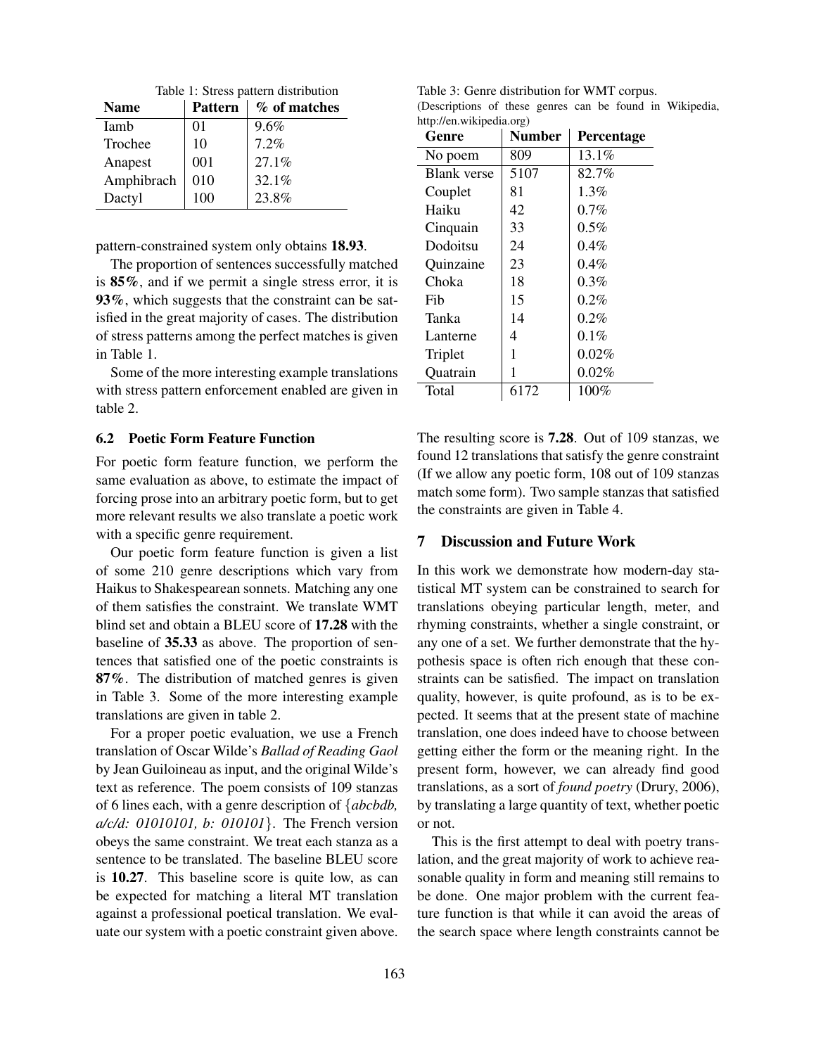Table 1: Stress pattern distribution

| Name | Pattern | % of matches |
|---|---|---|
| Iamb | 01 | 9.6% |
| Trochee | 10 | 7.2% |
| Anapest | 001 | 27.1% |
| Amphibrach | 010 | 32.1% |
| Dactyl | 100 | 23.8% |

pattern-constrained system only obtains **18.93**.

The proportion of sentences successfully matched is **85%**, and if we permit a single stress error, it is **93%**, which suggests that the constraint can be satisfied in the great majority of cases. The distribution of stress patterns among the perfect matches is given in Table 1.

Some of the more interesting example translations with stress pattern enforcement enabled are given in table 2.

### 6.2 Poetic Form Feature Function

For poetic form feature function, we perform the same evaluation as above, to estimate the impact of forcing prose into an arbitrary poetic form, but to get more relevant results we also translate a poetic work with a specific genre requirement.

Our poetic form feature function is given a list of some 210 genre descriptions which vary from Haikus to Shakespearean sonnets. Matching any one of them satisfies the constraint. We translate WMT blind set and obtain a BLEU score of **17.28** with the baseline of **35.33** as above. The proportion of sentences that satisfied one of the poetic constraints is **87%**. The distribution of matched genres is given in Table 3. Some of the more interesting example translations are given in table 2.

For a proper poetic evaluation, we use a French translation of Oscar Wilde's *Ballad of Reading Gaol* by Jean Guiloineau as input, and the original Wilde's text as reference. The poem consists of 109 stanzas of 6 lines each, with a genre description of {*abcbdb, a/c/d: 01010101, b: 010101*}. The French version obeys the same constraint. We treat each stanza as a sentence to be translated. The baseline BLEU score is **10.27**. This baseline score is quite low, as can be expected for matching a literal MT translation against a professional poetical translation. We evaluate our system with a poetic constraint given above.

Table 3: Genre distribution for WMT corpus. (Descriptions of these genres can be found in Wikipedia, http://en.wikipedia.org)

| Genre | Number | Percentage |
|---|---|---|
| No poem | 809 | 13.1% |
| Blank verse | 5107 | 82.7% |
| Couplet | 81 | 1.3% |
| Haiku | 42 | 0.7% |
| Cinquain | 33 | 0.5% |
| Dodoitsu | 24 | 0.4% |
| Quinzaine | 23 | 0.4% |
| Choka | 18 | 0.3% |
| Fib | 15 | 0.2% |
| Tanka | 14 | 0.2% |
| Lanterne | 4 | 0.1% |
| Triplet | 1 | 0.02% |
| Quatrain | 1 | 0.02% |
| Total | 6172 | 100% |

The resulting score is **7.28**. Out of 109 stanzas, we found 12 translations that satisfy the genre constraint (If we allow any poetic form, 108 out of 109 stanzas match some form). Two sample stanzas that satisfied the constraints are given in Table 4.

## 7 Discussion and Future Work

In this work we demonstrate how modern-day statistical MT system can be constrained to search for translations obeying particular length, meter, and rhyming constraints, whether a single constraint, or any one of a set. We further demonstrate that the hypothesis space is often rich enough that these constraints can be satisfied. The impact on translation quality, however, is quite profound, as is to be expected. It seems that at the present state of machine translation, one does indeed have to choose between getting either the form or the meaning right. In the present form, however, we can already find good translations, as a sort of *found poetry* (Drury, 2006), by translating a large quantity of text, whether poetic or not.

This is the first attempt to deal with poetry translation, and the great majority of work to achieve reasonable quality in form and meaning still remains to be done. One major problem with the current feature function is that while it can avoid the areas of the search space where length constraints cannot be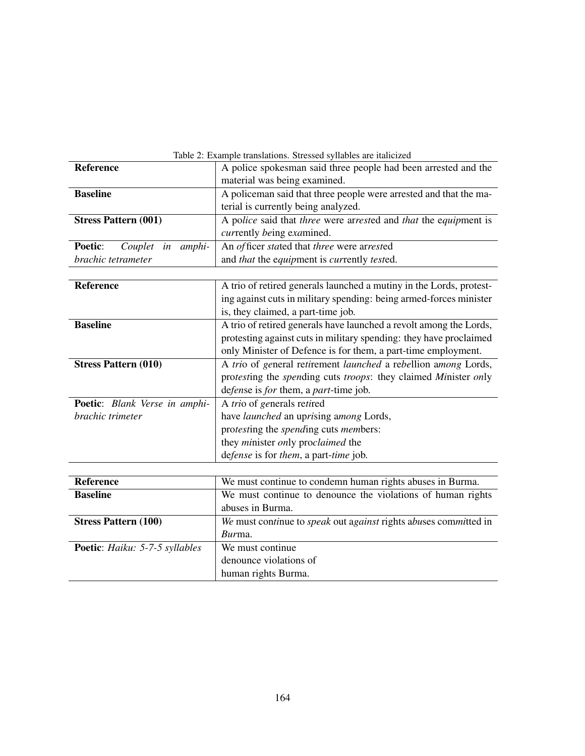Table 2: Example translations. Stressed syllables are italicized

| | |
|---|---|
| **Reference** | A police spokesman said three people had been arrested and the material was being examined. |
| **Baseline** | A policeman said that three people were arrested and that the material is currently being analyzed. |
| **Stress Pattern (001)** | A po*lice* said that *three* were ar*rest*ed and *that* the e*quip*ment is *cur*rently *be*ing ex*a*mined. |
| **Poetic**: *Couplet in amphibrachic tetrameter* | An *of*ficer *stat*ed that *three* were ar*rest*ed<br>and *that* the e*quip*ment is *cur*rently *test*ed. |
| **Reference** | A trio of retired generals launched a mutiny in the Lords, protesting against cuts in military spending: being armed-forces minister is, they claimed, a part-time job. |
| **Baseline** | A trio of retired generals have launched a revolt among the Lords, protesting against cuts in military spending: they have proclaimed only Minister of Defence is for them, a part-time employment. |
| **Stress Pattern (010)** | A *tri*o of *ge*neral re*ti*rement *launched* a re*bel*lion a*mong* Lords, pro*test*ing the *spen*ding cuts *troops*: they claimed *Mi*nister *on*ly de*fen*se is *for* them, a *part*-time job. |
| **Poetic**: *Blank Verse in amphibrachic trimeter* | A *tri*o of *ge*nerals re*tir*ed<br>have *launched* an up*ris*ing a*mong* Lords,<br>pro*test*ing the *spend*ing cuts *mem*bers:<br>they *mi*nister *on*ly pro*claimed* the<br>de*fen*se is for *them*, a part-*time* job. |
| **Reference** | We must continue to condemn human rights abuses in Burma. |
| **Baseline** | We must continue to denounce the violations of human rights abuses in Burma. |
| **Stress Pattern (100)** | *We* must con*ti*nue to *speak* out a*gainst* rights a*bu*ses com*mit*ted in *Bur*ma. |
| **Poetic**: *Haiku: 5-7-5 syllables* | We must continue<br>denounce violations of<br>human rights Burma. |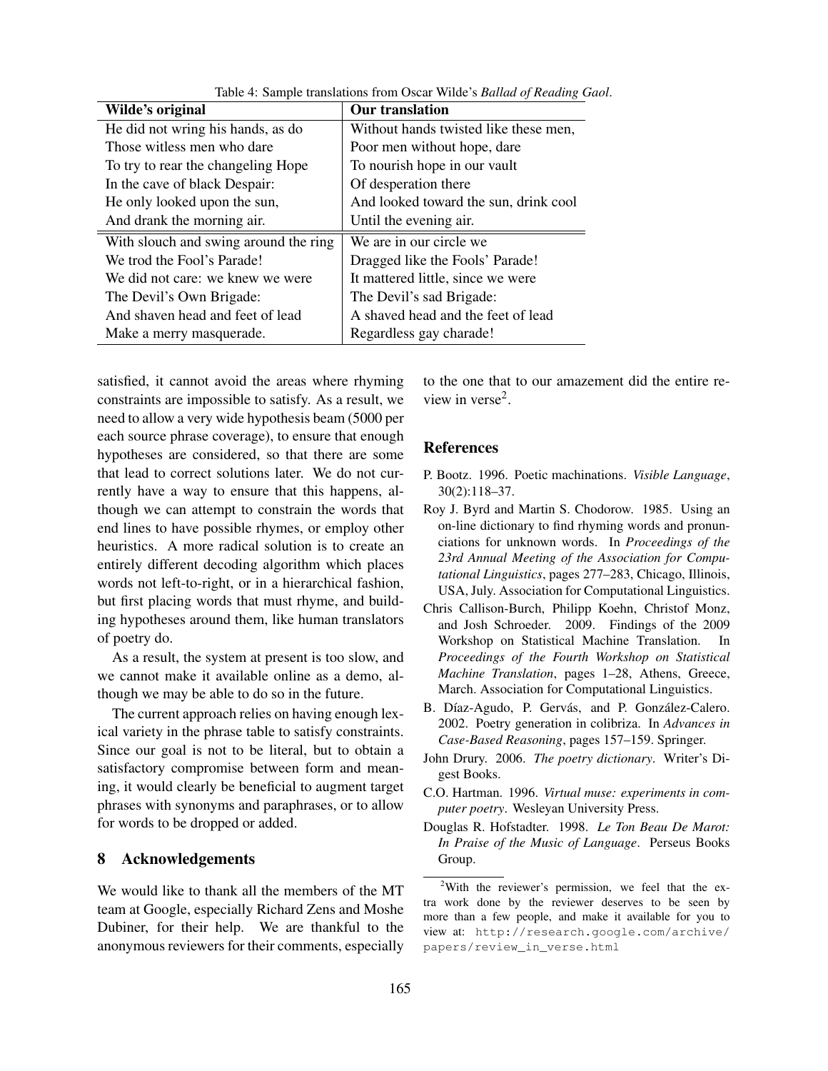Table 4: Sample translations from Oscar Wilde's *Ballad of Reading Gaol*.

| Wilde's original | Our translation |
|---|---|
| He did not wring his hands, as do | Without hands twisted like these men, |
| Those witless men who dare | Poor men without hope, dare |
| To try to rear the changeling Hope | To nourish hope in our vault |
| In the cave of black Despair: | Of desperation there |
| He only looked upon the sun, | And looked toward the sun, drink cool |
| And drank the morning air. | Until the evening air. |
| With slouch and swing around the ring | We are in our circle we |
| We trod the Fool's Parade! | Dragged like the Fools' Parade! |
| We did not care: we knew we were | It mattered little, since we were |
| The Devil's Own Brigade: | The Devil's sad Brigade: |
| And shaven head and feet of lead | A shaved head and the feet of lead |
| Make a merry masquerade. | Regardless gay charade! |

satisfied, it cannot avoid the areas where rhyming constraints are impossible to satisfy. As a result, we need to allow a very wide hypothesis beam (5000 per each source phrase coverage), to ensure that enough hypotheses are considered, so that there are some that lead to correct solutions later. We do not currently have a way to ensure that this happens, although we can attempt to constrain the words that end lines to have possible rhymes, or employ other heuristics. A more radical solution is to create an entirely different decoding algorithm which places words not left-to-right, or in a hierarchical fashion, but first placing words that must rhyme, and building hypotheses around them, like human translators of poetry do.

As a result, the system at present is too slow, and we cannot make it available online as a demo, although we may be able to do so in the future.

The current approach relies on having enough lexical variety in the phrase table to satisfy constraints. Since our goal is not to be literal, but to obtain a satisfactory compromise between form and meaning, it would clearly be beneficial to augment target phrases with synonyms and paraphrases, or to allow for words to be dropped or added.

## 8 Acknowledgements

We would like to thank all the members of the MT team at Google, especially Richard Zens and Moshe Dubiner, for their help. We are thankful to the anonymous reviewers for their comments, especially to the one that to our amazement did the entire review in verse[2].

## References

P. Bootz. 1996. Poetic machinations. *Visible Language*, 30(2):118–37.

Roy J. Byrd and Martin S. Chodorow. 1985. Using an on-line dictionary to find rhyming words and pronunciations for unknown words. In *Proceedings of the 23rd Annual Meeting of the Association for Computational Linguistics*, pages 277–283, Chicago, Illinois, USA, July. Association for Computational Linguistics.

Chris Callison-Burch, Philipp Koehn, Christof Monz, and Josh Schroeder. 2009. Findings of the 2009 Workshop on Statistical Machine Translation. In *Proceedings of the Fourth Workshop on Statistical Machine Translation*, pages 1–28, Athens, Greece, March. Association for Computational Linguistics.

B. Díaz-Agudo, P. Gervás, and P. González-Calero. 2002. Poetry generation in colibriza. In *Advances in Case-Based Reasoning*, pages 157–159. Springer.

John Drury. 2006. *The poetry dictionary*. Writer's Digest Books.

C.O. Hartman. 1996. *Virtual muse: experiments in computer poetry*. Wesleyan University Press.

Douglas R. Hofstadter. 1998. *Le Ton Beau De Marot: In Praise of the Music of Language*. Perseus Books Group.

[2]With the reviewer's permission, we feel that the extra work done by the reviewer deserves to be seen by more than a few people, and make it available for you to view at: http://research.google.com/archive/papers/review_in_verse.html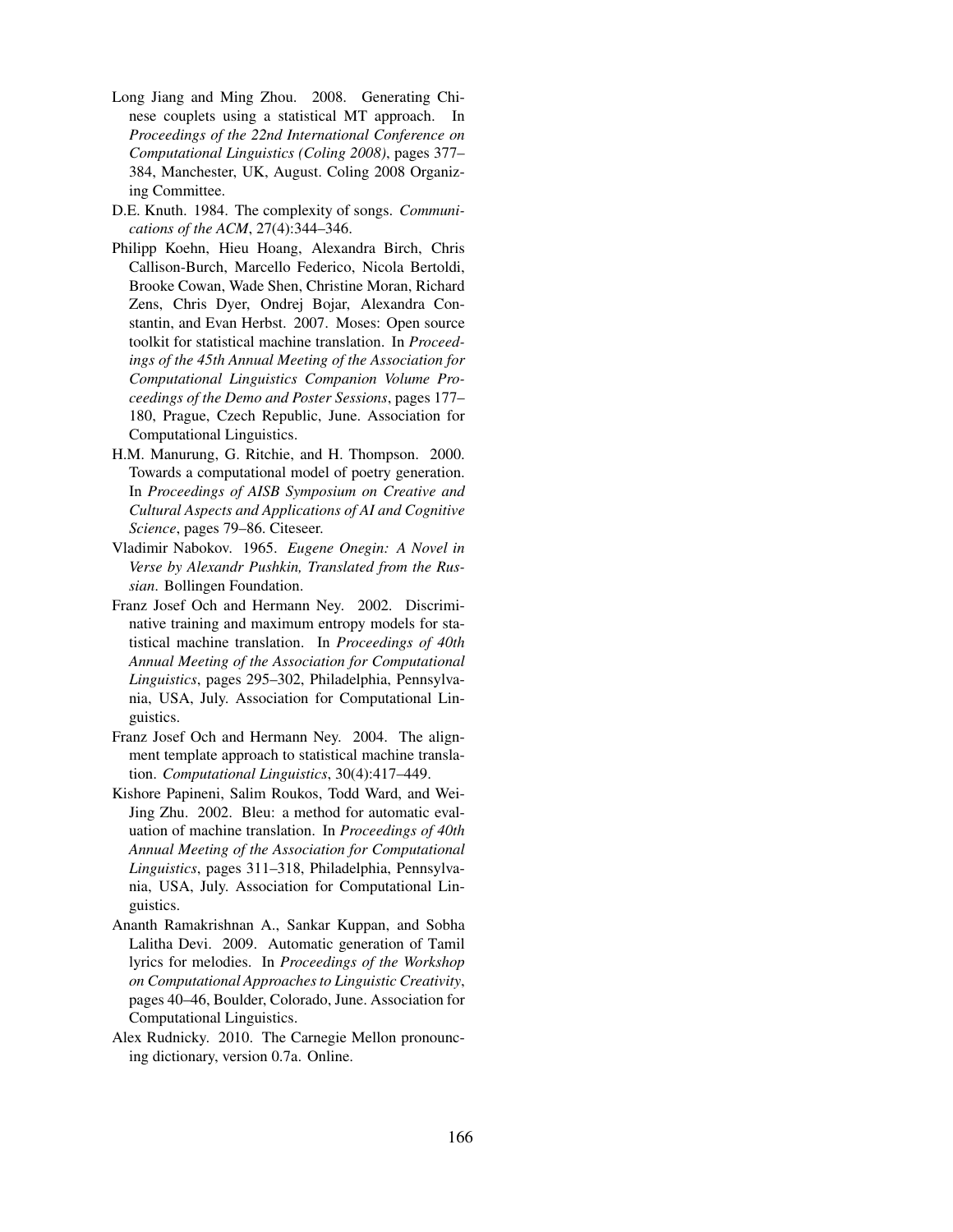Long Jiang and Ming Zhou. 2008. Generating Chinese couplets using a statistical MT approach. In *Proceedings of the 22nd International Conference on Computational Linguistics (Coling 2008)*, pages 377–384, Manchester, UK, August. Coling 2008 Organizing Committee.

D.E. Knuth. 1984. The complexity of songs. *Communications of the ACM*, 27(4):344–346.

Philipp Koehn, Hieu Hoang, Alexandra Birch, Chris Callison-Burch, Marcello Federico, Nicola Bertoldi, Brooke Cowan, Wade Shen, Christine Moran, Richard Zens, Chris Dyer, Ondrej Bojar, Alexandra Constantin, and Evan Herbst. 2007. Moses: Open source toolkit for statistical machine translation. In *Proceedings of the 45th Annual Meeting of the Association for Computational Linguistics Companion Volume Proceedings of the Demo and Poster Sessions*, pages 177–180, Prague, Czech Republic, June. Association for Computational Linguistics.

H.M. Manurung, G. Ritchie, and H. Thompson. 2000. Towards a computational model of poetry generation. In *Proceedings of AISB Symposium on Creative and Cultural Aspects and Applications of AI and Cognitive Science*, pages 79–86. Citeseer.

Vladimir Nabokov. 1965. *Eugene Onegin: A Novel in Verse by Alexandr Pushkin, Translated from the Russian*. Bollingen Foundation.

Franz Josef Och and Hermann Ney. 2002. Discriminative training and maximum entropy models for statistical machine translation. In *Proceedings of 40th Annual Meeting of the Association for Computational Linguistics*, pages 295–302, Philadelphia, Pennsylvania, USA, July. Association for Computational Linguistics.

Franz Josef Och and Hermann Ney. 2004. The alignment template approach to statistical machine translation. *Computational Linguistics*, 30(4):417–449.

Kishore Papineni, Salim Roukos, Todd Ward, and Wei-Jing Zhu. 2002. Bleu: a method for automatic evaluation of machine translation. In *Proceedings of 40th Annual Meeting of the Association for Computational Linguistics*, pages 311–318, Philadelphia, Pennsylvania, USA, July. Association for Computational Linguistics.

Ananth Ramakrishnan A., Sankar Kuppan, and Sobha Lalitha Devi. 2009. Automatic generation of Tamil lyrics for melodies. In *Proceedings of the Workshop on Computational Approaches to Linguistic Creativity*, pages 40–46, Boulder, Colorado, June. Association for Computational Linguistics.

Alex Rudnicky. 2010. The Carnegie Mellon pronouncing dictionary, version 0.7a. Online.